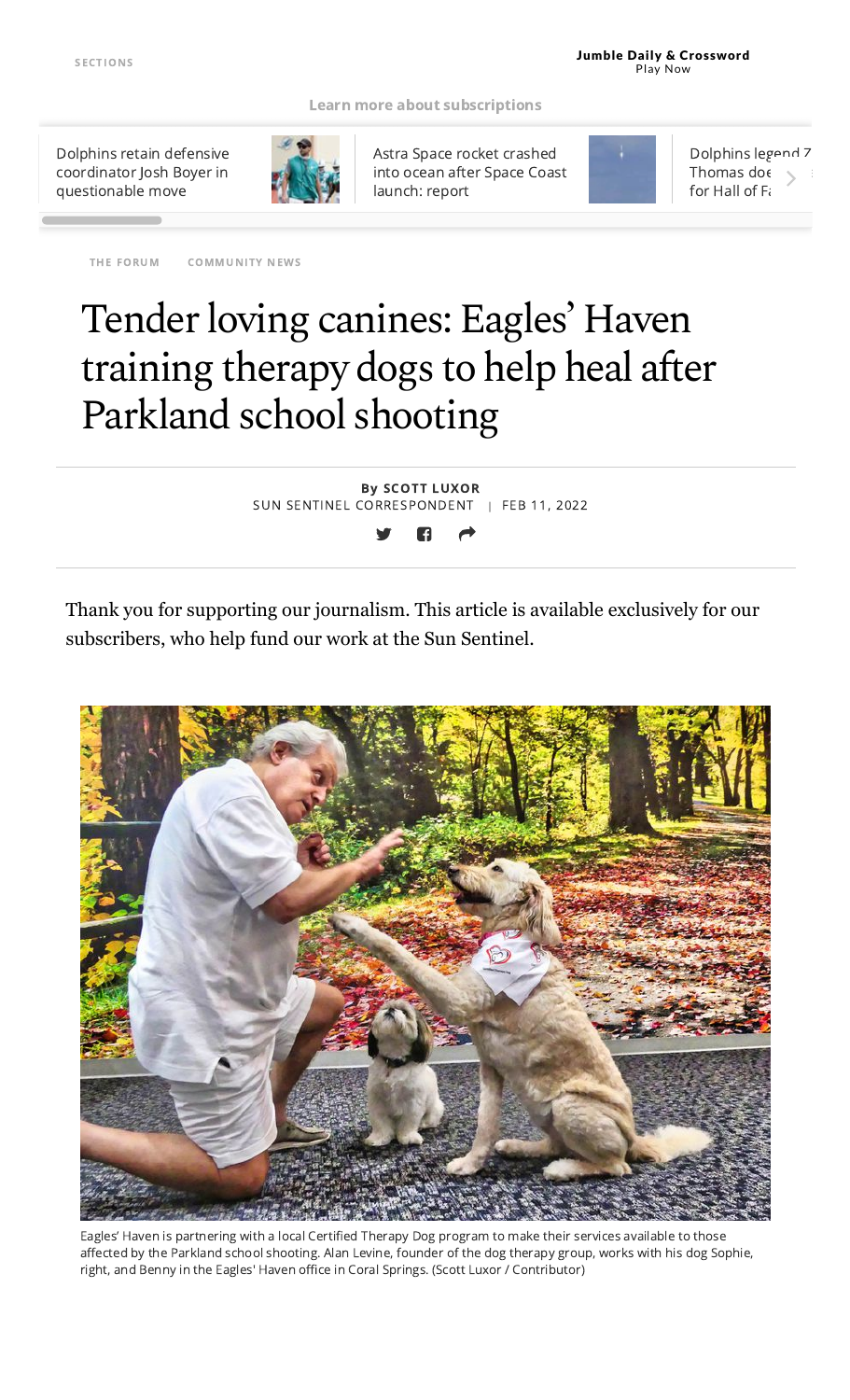THE FORUM COMMUNITY NEWS

# Tender loving canines: Eagles' Haven training therapy dogs to help heal after Parkland school shooting

By **SCOTT LUXOR**
SUN SENTINEL CORRESPONDENT | FEB 11, 2022

Thank you for supporting our journalism. This article is available exclusively for our subscribers, who help fund our work at the Sun Sentinel.

Eagles' Haven is partnering with a local Certified Therapy Dog program to make their services available to those affected by the Parkland school shooting. Alan Levine, founder of the dog therapy group, works with his dog Sophie, right, and Benny in the Eagles' Haven office in Coral Springs. (Scott Luxor / Contributor)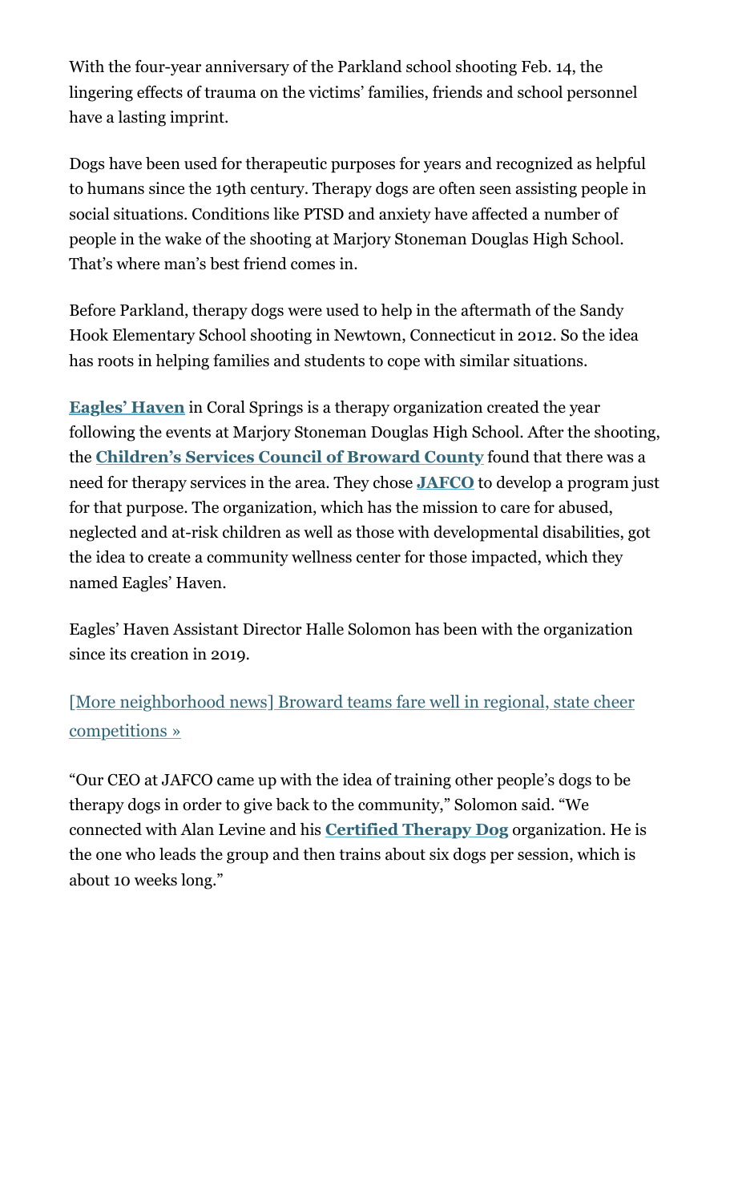With the four-year anniversary of the Parkland school shooting Feb. 14, the lingering effects of trauma on the victims' families, friends and school personnel have a lasting imprint.

Dogs have been used for therapeutic purposes for years and recognized as helpful to humans since the 19th century. Therapy dogs are often seen assisting people in social situations. Conditions like PTSD and anxiety have affected a number of people in the wake of the shooting at Marjory Stoneman Douglas High School. That's where man's best friend comes in.

Before Parkland, therapy dogs were used to help in the aftermath of the Sandy Hook Elementary School shooting in Newtown, Connecticut in 2012. So the idea has roots in helping families and students to cope with similar situations.

**Eagles' Haven** in Coral Springs is a therapy organization created the year following the events at Marjory Stoneman Douglas High School. After the shooting, the **Children's Services Council of Broward County** found that there was a need for therapy services in the area. They chose **JAFCO** to develop a program just for that purpose. The organization, which has the mission to care for abused, neglected and at-risk children as well as those with developmental disabilities, got the idea to create a community wellness center for those impacted, which they named Eagles' Haven.

Eagles' Haven Assistant Director Halle Solomon has been with the organization since its creation in 2019.

[More neighborhood news] Broward teams fare well in regional, state cheer competitions »

"Our CEO at JAFCO came up with the idea of training other people's dogs to be therapy dogs in order to give back to the community," Solomon said. "We connected with Alan Levine and his **Certified Therapy Dog** organization. He is the one who leads the group and then trains about six dogs per session, which is about 10 weeks long."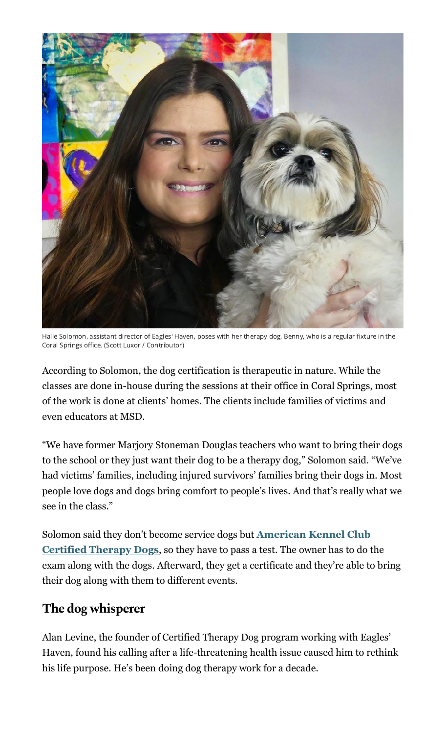Halle Solomon, assistant director of Eagles' Haven, poses with her therapy dog, Benny, who is a regular fixture in the Coral Springs office. (Scott Luxor / Contributor)

According to Solomon, the dog certification is therapeutic in nature. While the classes are done in-house during the sessions at their office in Coral Springs, most of the work is done at clients' homes. The clients include families of victims and even educators at MSD.

"We have former Marjory Stoneman Douglas teachers who want to bring their dogs to the school or they just want their dog to be a therapy dog," Solomon said. "We've had victims' families, including injured survivors' families bring their dogs in. Most people love dogs and dogs bring comfort to people's lives. And that's really what we see in the class."

Solomon said they don't become service dogs but **American Kennel Club Certified Therapy Dogs**, so they have to pass a test. The owner has to do the exam along with the dogs. Afterward, they get a certificate and they're able to bring their dog along with them to different events.

## The dog whisperer

Alan Levine, the founder of Certified Therapy Dog program working with Eagles' Haven, found his calling after a life-threatening health issue caused him to rethink his life purpose. He's been doing dog therapy work for a decade.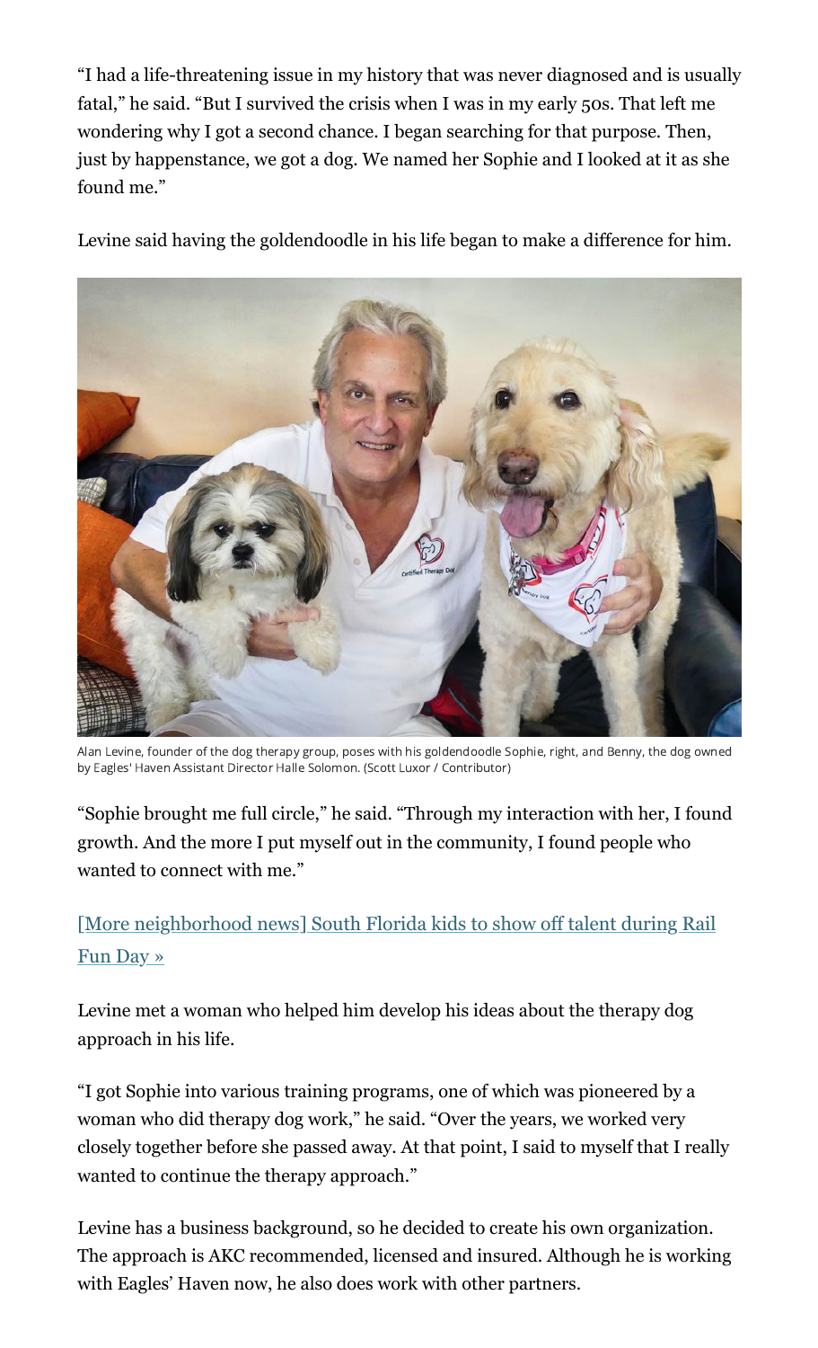"I had a life-threatening issue in my history that was never diagnosed and is usually fatal," he said. "But I survived the crisis when I was in my early 50s. That left me wondering why I got a second chance. I began searching for that purpose. Then, just by happenstance, we got a dog. We named her Sophie and I looked at it as she found me."

Levine said having the goldendoodle in his life began to make a difference for him.

Alan Levine, founder of the dog therapy group, poses with his goldendoodle Sophie, right, and Benny, the dog owned by Eagles' Haven Assistant Director Halle Solomon. (Scott Luxor / Contributor)

"Sophie brought me full circle," he said. "Through my interaction with her, I found growth. And the more I put myself out in the community, I found people who wanted to connect with me."

[More neighborhood news] South Florida kids to show off talent during Rail Fun Day »

Levine met a woman who helped him develop his ideas about the therapy dog approach in his life.

"I got Sophie into various training programs, one of which was pioneered by a woman who did therapy dog work," he said. "Over the years, we worked very closely together before she passed away. At that point, I said to myself that I really wanted to continue the therapy approach."

Levine has a business background, so he decided to create his own organization. The approach is AKC recommended, licensed and insured. Although he is working with Eagles' Haven now, he also does work with other partners.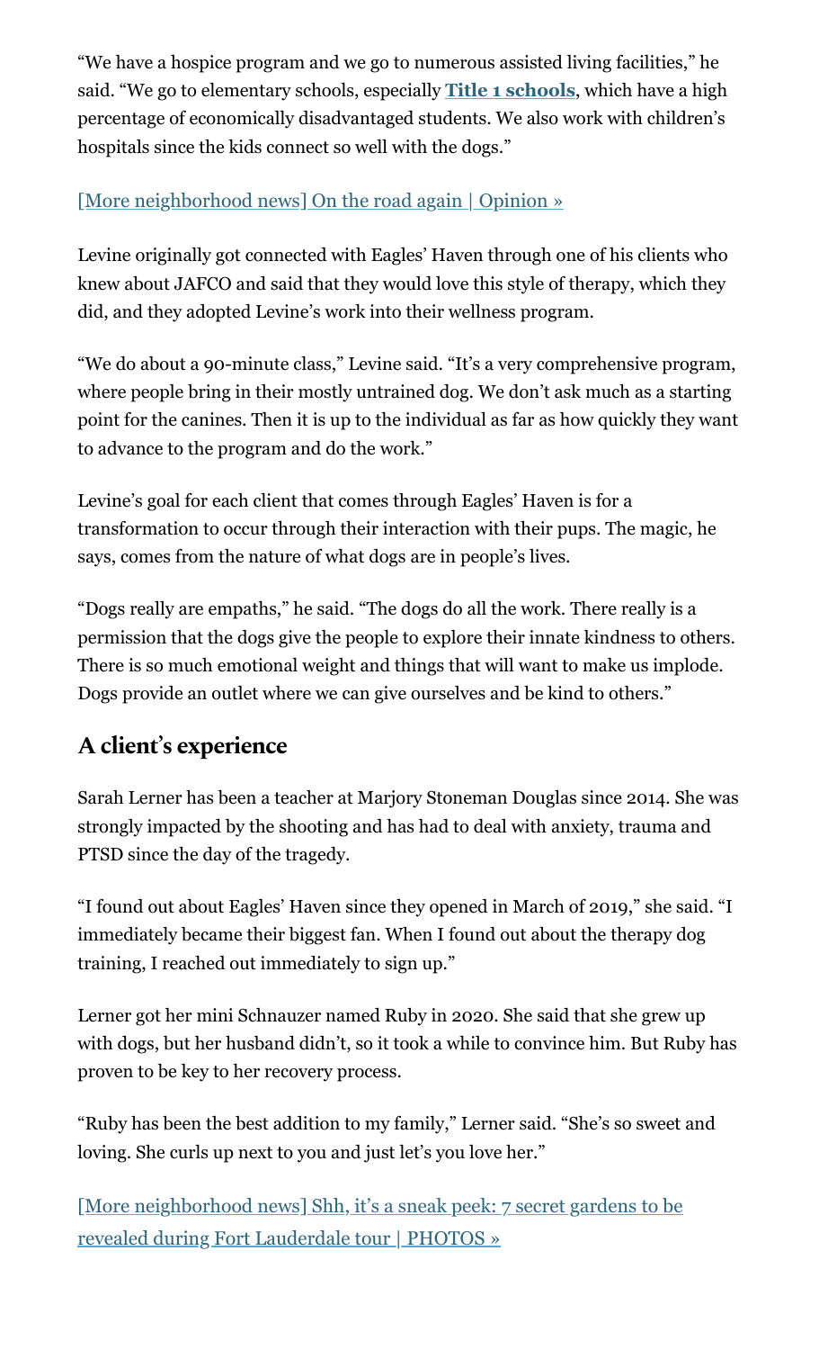"We have a hospice program and we go to numerous assisted living facilities," he said. "We go to elementary schools, especially **Title 1 schools**, which have a high percentage of economically disadvantaged students. We also work with children's hospitals since the kids connect so well with the dogs."

[More neighborhood news] On the road again | Opinion »

Levine originally got connected with Eagles' Haven through one of his clients who knew about JAFCO and said that they would love this style of therapy, which they did, and they adopted Levine's work into their wellness program.

"We do about a 90-minute class," Levine said. "It's a very comprehensive program, where people bring in their mostly untrained dog. We don't ask much as a starting point for the canines. Then it is up to the individual as far as how quickly they want to advance to the program and do the work."

Levine's goal for each client that comes through Eagles' Haven is for a transformation to occur through their interaction with their pups. The magic, he says, comes from the nature of what dogs are in people's lives.

"Dogs really are empaths," he said. "The dogs do all the work. There really is a permission that the dogs give the people to explore their innate kindness to others. There is so much emotional weight and things that will want to make us implode. Dogs provide an outlet where we can give ourselves and be kind to others."

## A client's experience

Sarah Lerner has been a teacher at Marjory Stoneman Douglas since 2014. She was strongly impacted by the shooting and has had to deal with anxiety, trauma and PTSD since the day of the tragedy.

"I found out about Eagles' Haven since they opened in March of 2019," she said. "I immediately became their biggest fan. When I found out about the therapy dog training, I reached out immediately to sign up."

Lerner got her mini Schnauzer named Ruby in 2020. She said that she grew up with dogs, but her husband didn't, so it took a while to convince him. But Ruby has proven to be key to her recovery process.

"Ruby has been the best addition to my family," Lerner said. "She's so sweet and loving. She curls up next to you and just let's you love her."

[More neighborhood news] Shh, it's a sneak peek: 7 secret gardens to be revealed during Fort Lauderdale tour | PHOTOS »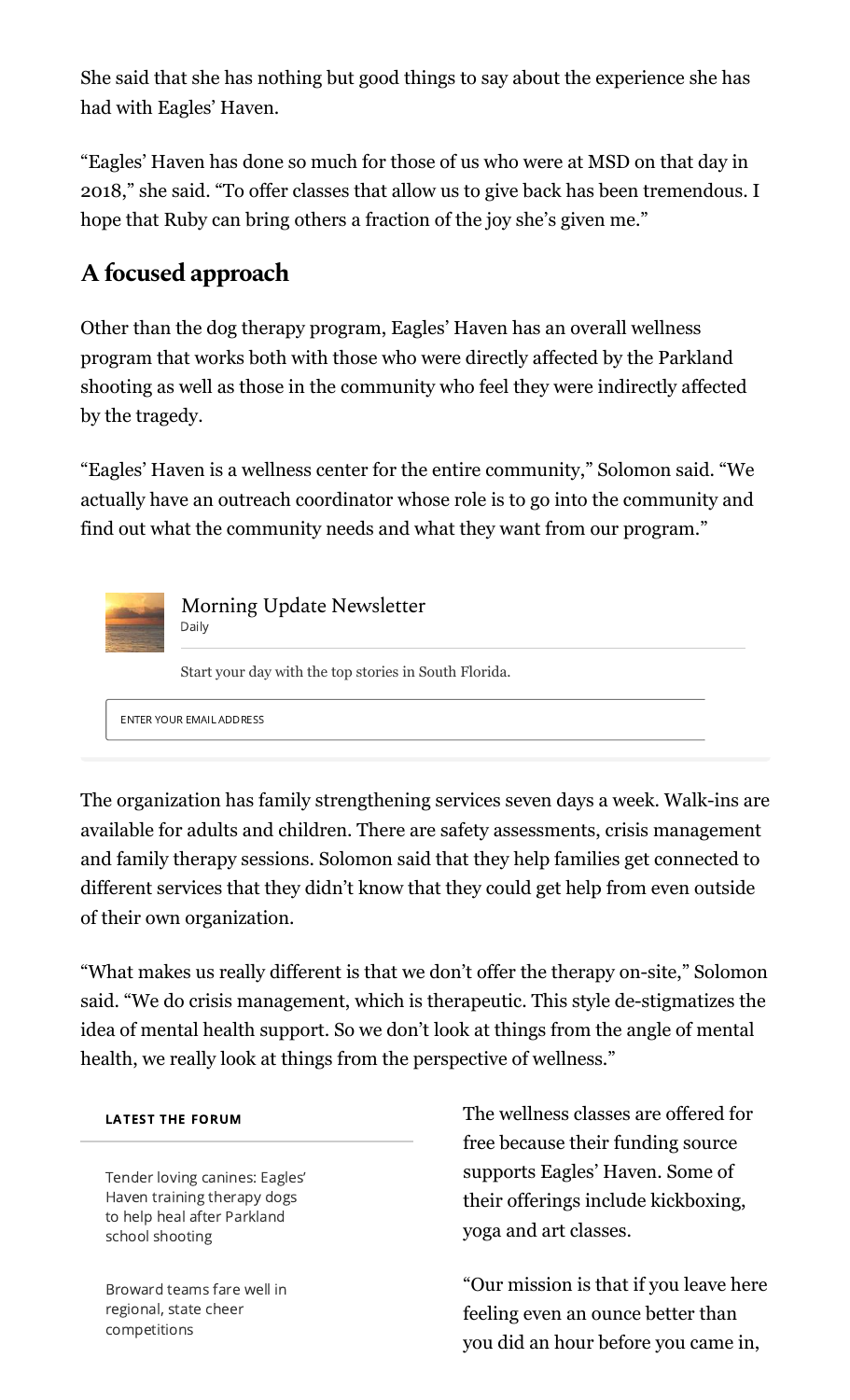She said that she has nothing but good things to say about the experience she has had with Eagles' Haven.

"Eagles' Haven has done so much for those of us who were at MSD on that day in 2018," she said. "To offer classes that allow us to give back has been tremendous. I hope that Ruby can bring others a fraction of the joy she's given me."

## A focused approach

Other than the dog therapy program, Eagles' Haven has an overall wellness program that works both with those who were directly affected by the Parkland shooting as well as those in the community who feel they were indirectly affected by the tragedy.

"Eagles' Haven is a wellness center for the entire community," Solomon said. "We actually have an outreach coordinator whose role is to go into the community and find out what the community needs and what they want from our program."

The organization has family strengthening services seven days a week. Walk-ins are available for adults and children. There are safety assessments, crisis management and family therapy sessions. Solomon said that they help families get connected to different services that they didn't know that they could get help from even outside of their own organization.

"What makes us really different is that we don't offer the therapy on-site," Solomon said. "We do crisis management, which is therapeutic. This style de-stigmatizes the idea of mental health support. So we don't look at things from the angle of mental health, we really look at things from the perspective of wellness."

The wellness classes are offered for free because their funding source supports Eagles' Haven. Some of their offerings include kickboxing, yoga and art classes.

"Our mission is that if you leave here feeling even an ounce better than you did an hour before you came in,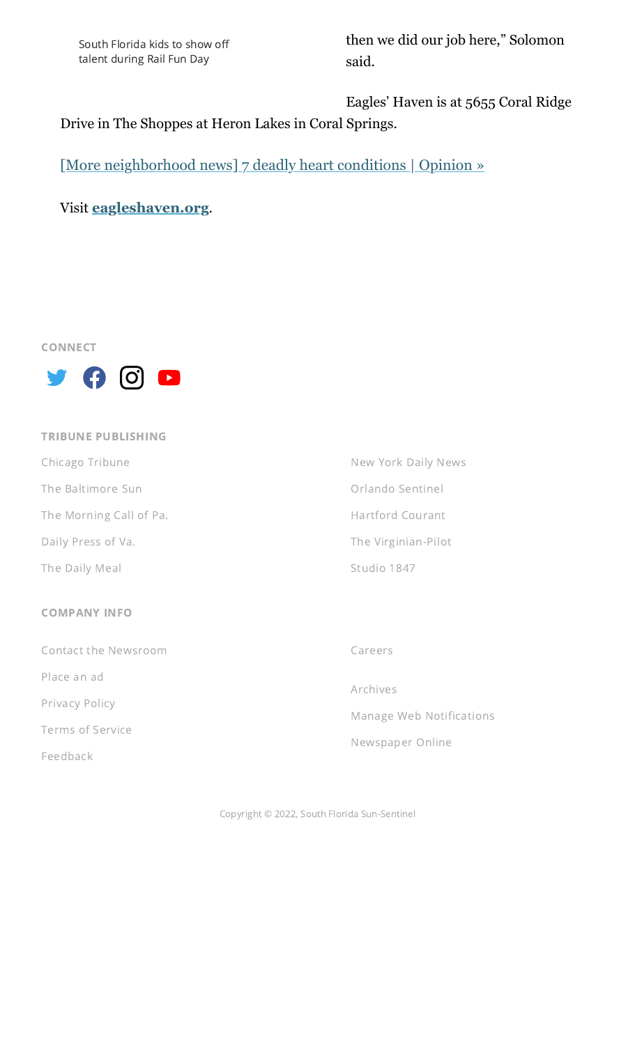South Florida kids to show off talent during Rail Fun Day

then we did our job here," Solomon said.

Eagles' Haven is at 5655 Coral Ridge Drive in The Shoppes at Heron Lakes in Coral Springs.

[More neighborhood news] 7 deadly heart conditions | Opinion »

Visit **eagleshaven.org**.

**CONNECT**

**TRIBUNE PUBLISHING**

Chicago Tribune

The Baltimore Sun

The Morning Call of Pa.

Daily Press of Va.

The Daily Meal

New York Daily News

Orlando Sentinel

Hartford Courant

The Virginian-Pilot

Studio 1847

**COMPANY INFO**

Contact the Newsroom

Place an ad

Privacy Policy

Terms of Service

Feedback

Careers

Archives

Manage Web Notifications

Newspaper Online

Copyright © 2022, South Florida Sun-Sentinel